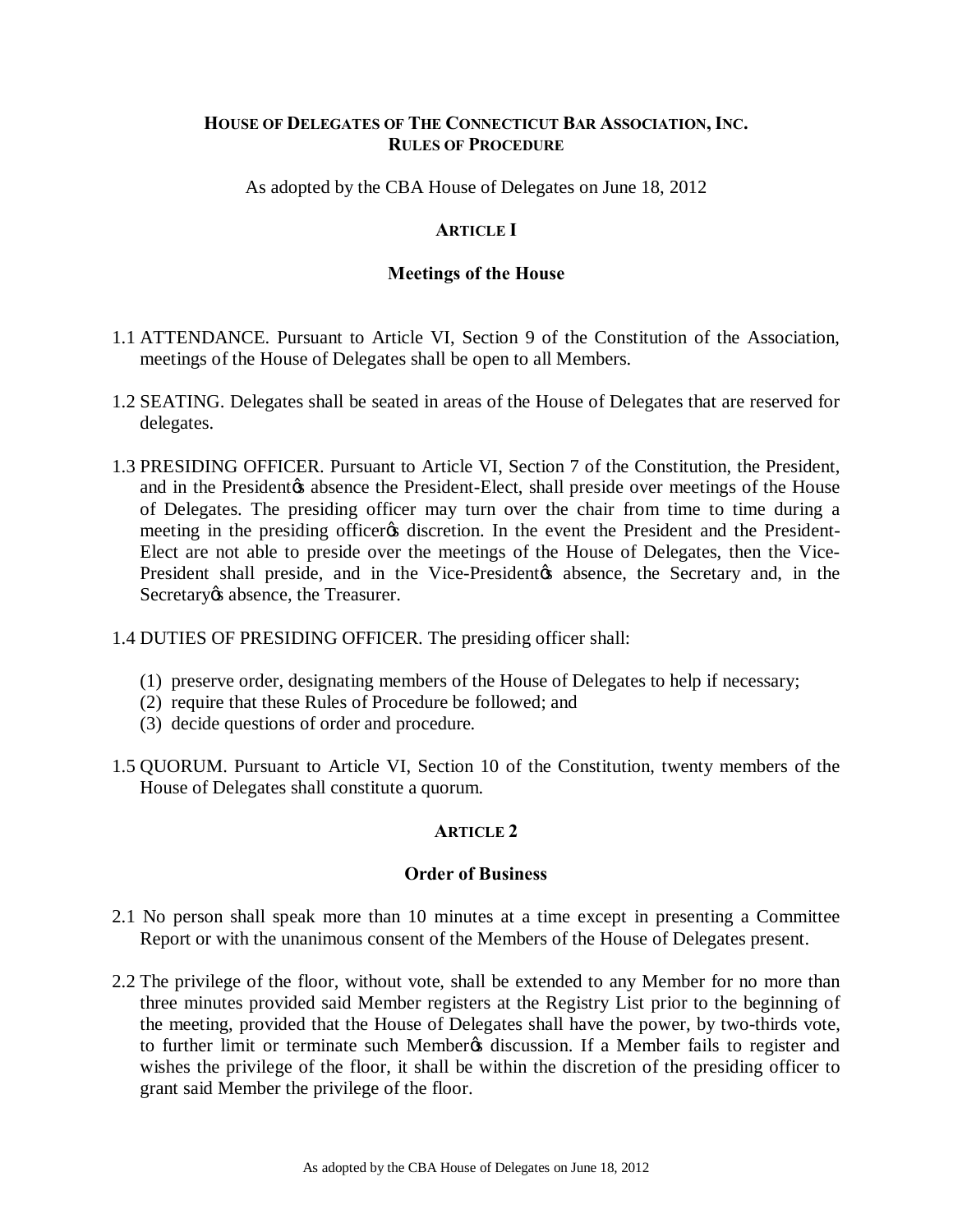# HOUSE OF DELEGATES OF THE CONNECTICUT BAR ASSOCIATION, INC.
# RULES OF PROCEDURE

As adopted by the CBA House of Delegates on June 18, 2012

## ARTICLE I

### Meetings of the House

1.1 ATTENDANCE. Pursuant to Article VI, Section 9 of the Constitution of the Association, meetings of the House of Delegates shall be open to all Members.

1.2 SEATING. Delegates shall be seated in areas of the House of Delegates that are reserved for delegates.

1.3 PRESIDING OFFICER. Pursuant to Article VI, Section 7 of the Constitution, the President, and in the President's absence the President-Elect, shall preside over meetings of the House of Delegates. The presiding officer may turn over the chair from time to time during a meeting in the presiding officer's discretion. In the event the President and the President-Elect are not able to preside over the meetings of the House of Delegates, then the Vice-President shall preside, and in the Vice-President's absence, the Secretary and, in the Secretary's absence, the Treasurer.

1.4 DUTIES OF PRESIDING OFFICER. The presiding officer shall:

(1) preserve order, designating members of the House of Delegates to help if necessary;
(2) require that these Rules of Procedure be followed; and
(3) decide questions of order and procedure.

1.5 QUORUM. Pursuant to Article VI, Section 10 of the Constitution, twenty members of the House of Delegates shall constitute a quorum.

## ARTICLE 2

### Order of Business

2.1 No person shall speak more than 10 minutes at a time except in presenting a Committee Report or with the unanimous consent of the Members of the House of Delegates present.

2.2 The privilege of the floor, without vote, shall be extended to any Member for no more than three minutes provided said Member registers at the Registry List prior to the beginning of the meeting, provided that the House of Delegates shall have the power, by two-thirds vote, to further limit or terminate such Member's discussion. If a Member fails to register and wishes the privilege of the floor, it shall be within the discretion of the presiding officer to grant said Member the privilege of the floor.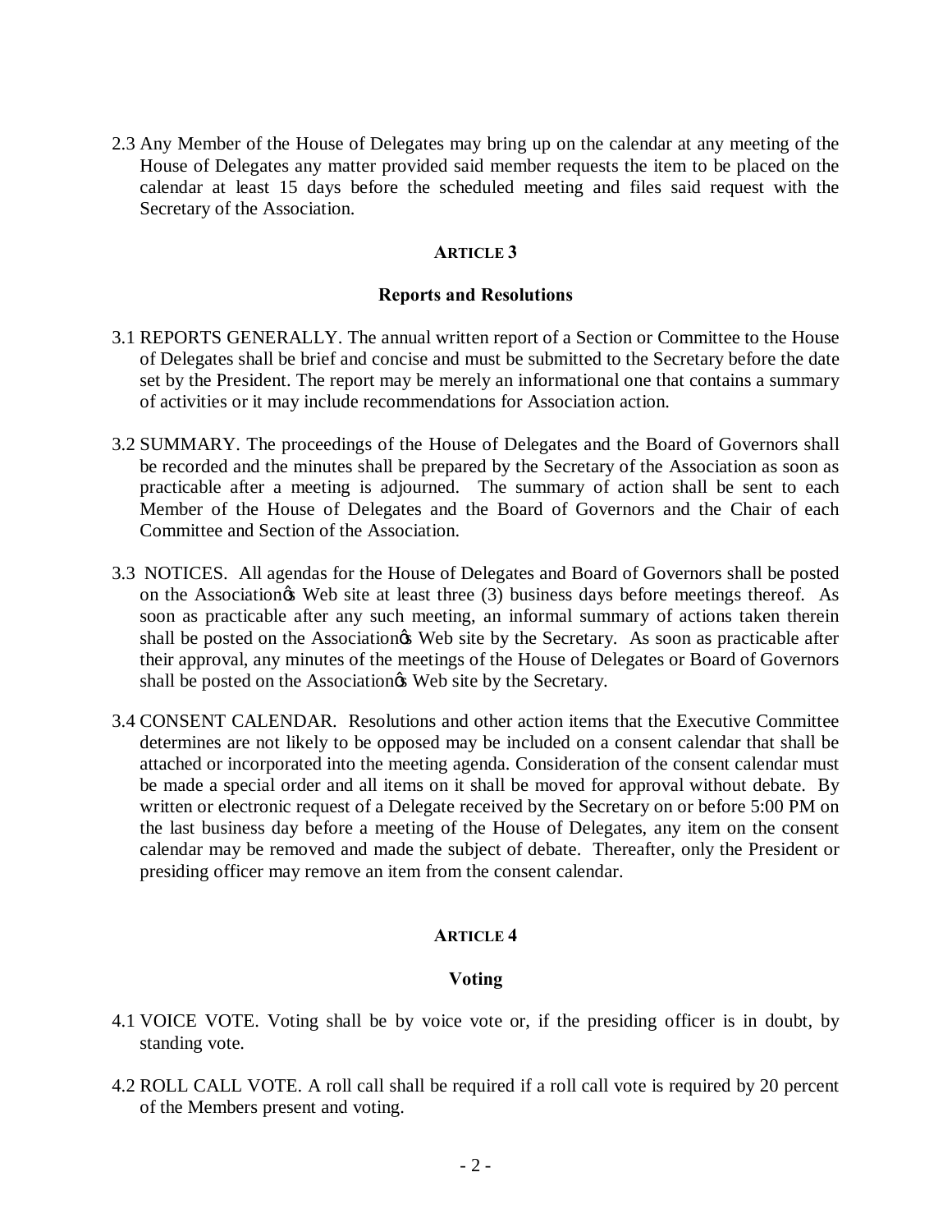2.3 Any Member of the House of Delegates may bring up on the calendar at any meeting of the House of Delegates any matter provided said member requests the item to be placed on the calendar at least 15 days before the scheduled meeting and files said request with the Secretary of the Association.

## ARTICLE 3

### Reports and Resolutions

3.1 REPORTS GENERALLY. The annual written report of a Section or Committee to the House of Delegates shall be brief and concise and must be submitted to the Secretary before the date set by the President. The report may be merely an informational one that contains a summary of activities or it may include recommendations for Association action.

3.2 SUMMARY. The proceedings of the House of Delegates and the Board of Governors shall be recorded and the minutes shall be prepared by the Secretary of the Association as soon as practicable after a meeting is adjourned. The summary of action shall be sent to each Member of the House of Delegates and the Board of Governors and the Chair of each Committee and Section of the Association.

3.3 NOTICES. All agendas for the House of Delegates and Board of Governors shall be posted on the Association's Web site at least three (3) business days before meetings thereof. As soon as practicable after any such meeting, an informal summary of actions taken therein shall be posted on the Association's Web site by the Secretary. As soon as practicable after their approval, any minutes of the meetings of the House of Delegates or Board of Governors shall be posted on the Association's Web site by the Secretary.

3.4 CONSENT CALENDAR. Resolutions and other action items that the Executive Committee determines are not likely to be opposed may be included on a consent calendar that shall be attached or incorporated into the meeting agenda. Consideration of the consent calendar must be made a special order and all items on it shall be moved for approval without debate. By written or electronic request of a Delegate received by the Secretary on or before 5:00 PM on the last business day before a meeting of the House of Delegates, any item on the consent calendar may be removed and made the subject of debate. Thereafter, only the President or presiding officer may remove an item from the consent calendar.

## ARTICLE 4

### Voting

4.1 VOICE VOTE. Voting shall be by voice vote or, if the presiding officer is in doubt, by standing vote.

4.2 ROLL CALL VOTE. A roll call shall be required if a roll call vote is required by 20 percent of the Members present and voting.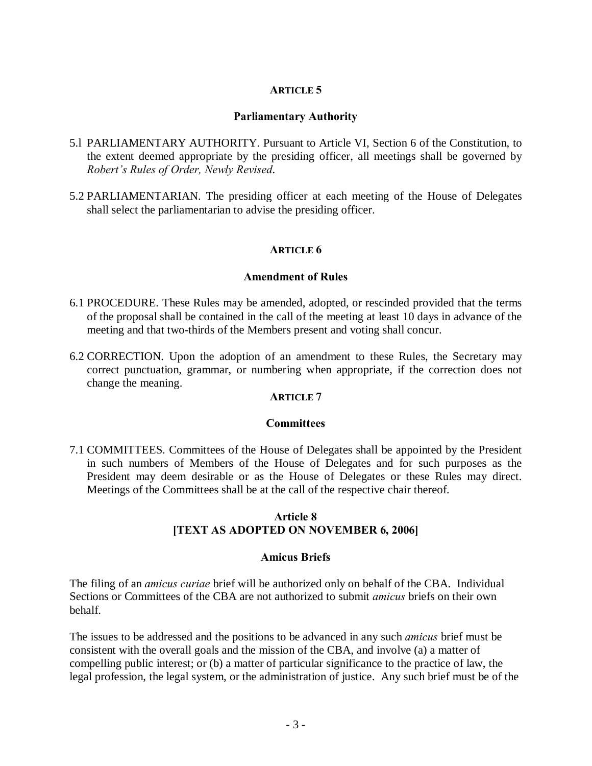## ARTICLE 5

### Parliamentary Authority

5.l PARLIAMENTARY AUTHORITY. Pursuant to Article VI, Section 6 of the Constitution, to the extent deemed appropriate by the presiding officer, all meetings shall be governed by *Robert's Rules of Order, Newly Revised*.

5.2 PARLIAMENTARIAN. The presiding officer at each meeting of the House of Delegates shall select the parliamentarian to advise the presiding officer.

## ARTICLE 6

### Amendment of Rules

6.1 PROCEDURE. These Rules may be amended, adopted, or rescinded provided that the terms of the proposal shall be contained in the call of the meeting at least 10 days in advance of the meeting and that two-thirds of the Members present and voting shall concur.

6.2 CORRECTION. Upon the adoption of an amendment to these Rules, the Secretary may correct punctuation, grammar, or numbering when appropriate, if the correction does not change the meaning.

## ARTICLE 7

### Committees

7.1 COMMITTEES. Committees of the House of Delegates shall be appointed by the President in such numbers of Members of the House of Delegates and for such purposes as the President may deem desirable or as the House of Delegates or these Rules may direct. Meetings of the Committees shall be at the call of the respective chair thereof.

## Article 8
## [TEXT AS ADOPTED ON NOVEMBER 6, 2006]

### Amicus Briefs

The filing of an *amicus curiae* brief will be authorized only on behalf of the CBA. Individual Sections or Committees of the CBA are not authorized to submit *amicus* briefs on their own behalf.

The issues to be addressed and the positions to be advanced in any such *amicus* brief must be consistent with the overall goals and the mission of the CBA, and involve (a) a matter of compelling public interest; or (b) a matter of particular significance to the practice of law, the legal profession, the legal system, or the administration of justice. Any such brief must be of the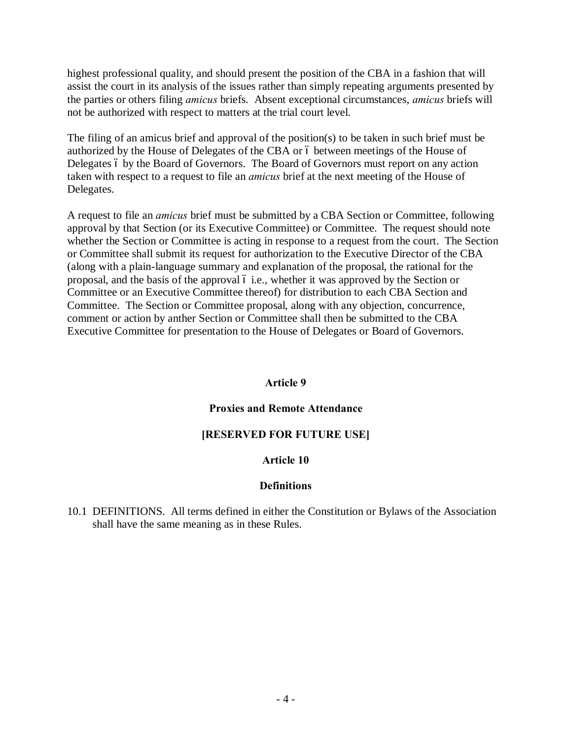highest professional quality, and should present the position of the CBA in a fashion that will assist the court in its analysis of the issues rather than simply repeating arguments presented by the parties or others filing *amicus* briefs. Absent exceptional circumstances, *amicus* briefs will not be authorized with respect to matters at the trial court level.

The filing of an amicus brief and approval of the position(s) to be taken in such brief must be authorized by the House of Delegates of the CBA or ó between meetings of the House of Delegates ó by the Board of Governors. The Board of Governors must report on any action taken with respect to a request to file an *amicus* brief at the next meeting of the House of Delegates.

A request to file an *amicus* brief must be submitted by a CBA Section or Committee, following approval by that Section (or its Executive Committee) or Committee. The request should note whether the Section or Committee is acting in response to a request from the court. The Section or Committee shall submit its request for authorization to the Executive Director of the CBA (along with a plain-language summary and explanation of the proposal, the rational for the proposal, and the basis of the approval ó i.e., whether it was approved by the Section or Committee or an Executive Committee thereof) for distribution to each CBA Section and Committee. The Section or Committee proposal, along with any objection, concurrence, comment or action by anther Section or Committee shall then be submitted to the CBA Executive Committee for presentation to the House of Delegates or Board of Governors.

## Article 9

## Proxies and Remote Attendance

## [RESERVED FOR FUTURE USE]

## Article 10

## Definitions

10.1 DEFINITIONS. All terms defined in either the Constitution or Bylaws of the Association shall have the same meaning as in these Rules.